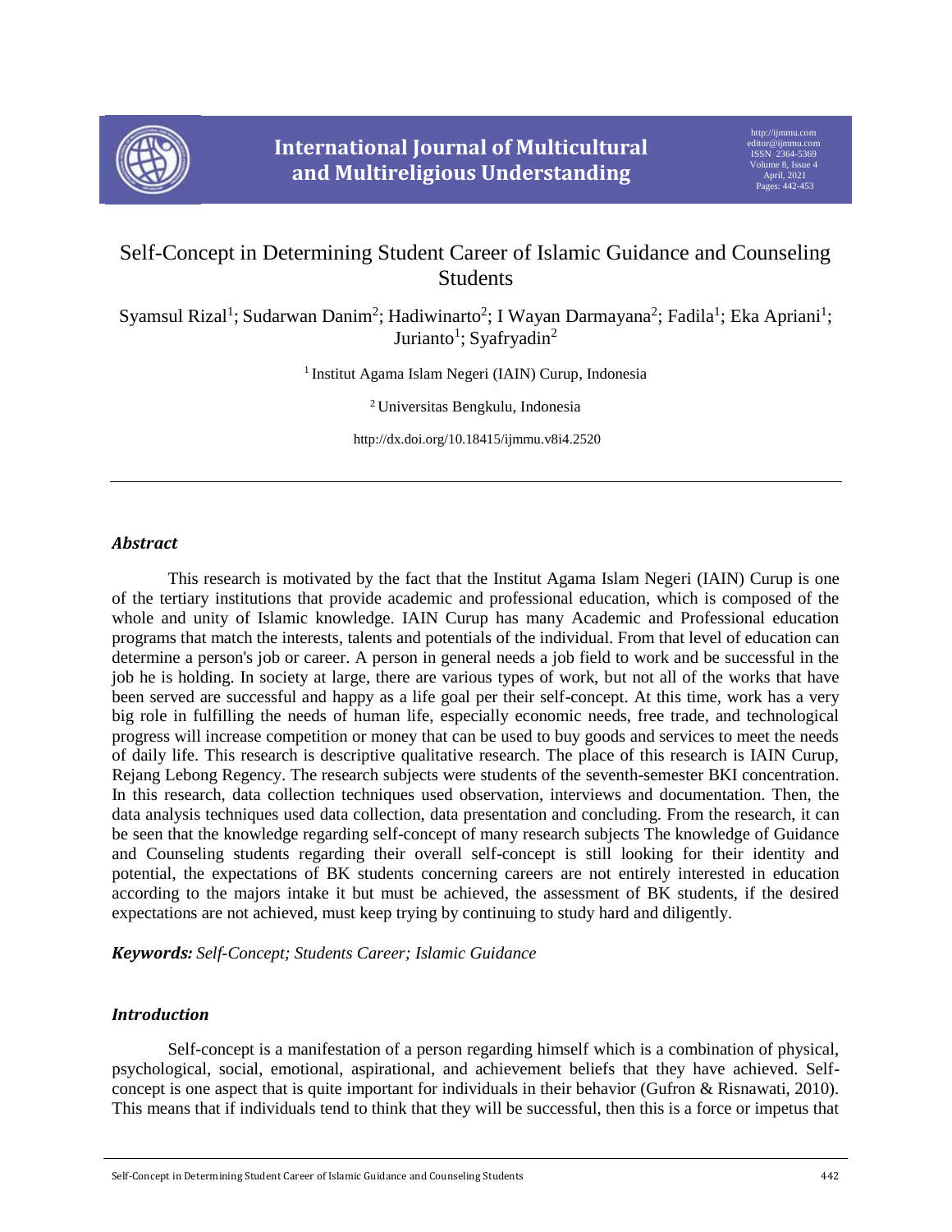# Self-Concept in Determining Student Career of Islamic Guidance and Counseling Students

Syamsul Rizal[1]; Sudarwan Danim[2]; Hadiwinarto[2]; I Wayan Darmayana[2]; Fadila[1]; Eka Apriani[1]; Jurianto[1]; Syafryadin[2]

[1] Institut Agama Islam Negeri (IAIN) Curup, Indonesia

[2] Universitas Bengkulu, Indonesia

http://dx.doi.org/10.18415/ijmmu.v8i4.2520

---

### *Abstract*

This research is motivated by the fact that the Institut Agama Islam Negeri (IAIN) Curup is one of the tertiary institutions that provide academic and professional education, which is composed of the whole and unity of Islamic knowledge. IAIN Curup has many Academic and Professional education programs that match the interests, talents and potentials of the individual. From that level of education can determine a person's job or career. A person in general needs a job field to work and be successful in the job he is holding. In society at large, there are various types of work, but not all of the works that have been served are successful and happy as a life goal per their self-concept. At this time, work has a very big role in fulfilling the needs of human life, especially economic needs, free trade, and technological progress will increase competition or money that can be used to buy goods and services to meet the needs of daily life. This research is descriptive qualitative research. The place of this research is IAIN Curup, Rejang Lebong Regency. The research subjects were students of the seventh-semester BKI concentration. In this research, data collection techniques used observation, interviews and documentation. Then, the data analysis techniques used data collection, data presentation and concluding. From the research, it can be seen that the knowledge regarding self-concept of many research subjects The knowledge of Guidance and Counseling students regarding their overall self-concept is still looking for their identity and potential, the expectations of BK students concerning careers are not entirely interested in education according to the majors intake it but must be achieved, the assessment of BK students, if the desired expectations are not achieved, must keep trying by continuing to study hard and diligently.

***Keywords:*** *Self-Concept; Students Career; Islamic Guidance*

### *Introduction*

Self-concept is a manifestation of a person regarding himself which is a combination of physical, psychological, social, emotional, aspirational, and achievement beliefs that they have achieved. Self-concept is one aspect that is quite important for individuals in their behavior (Gufron & Risnawati, 2010). This means that if individuals tend to think that they will be successful, then this is a force or impetus that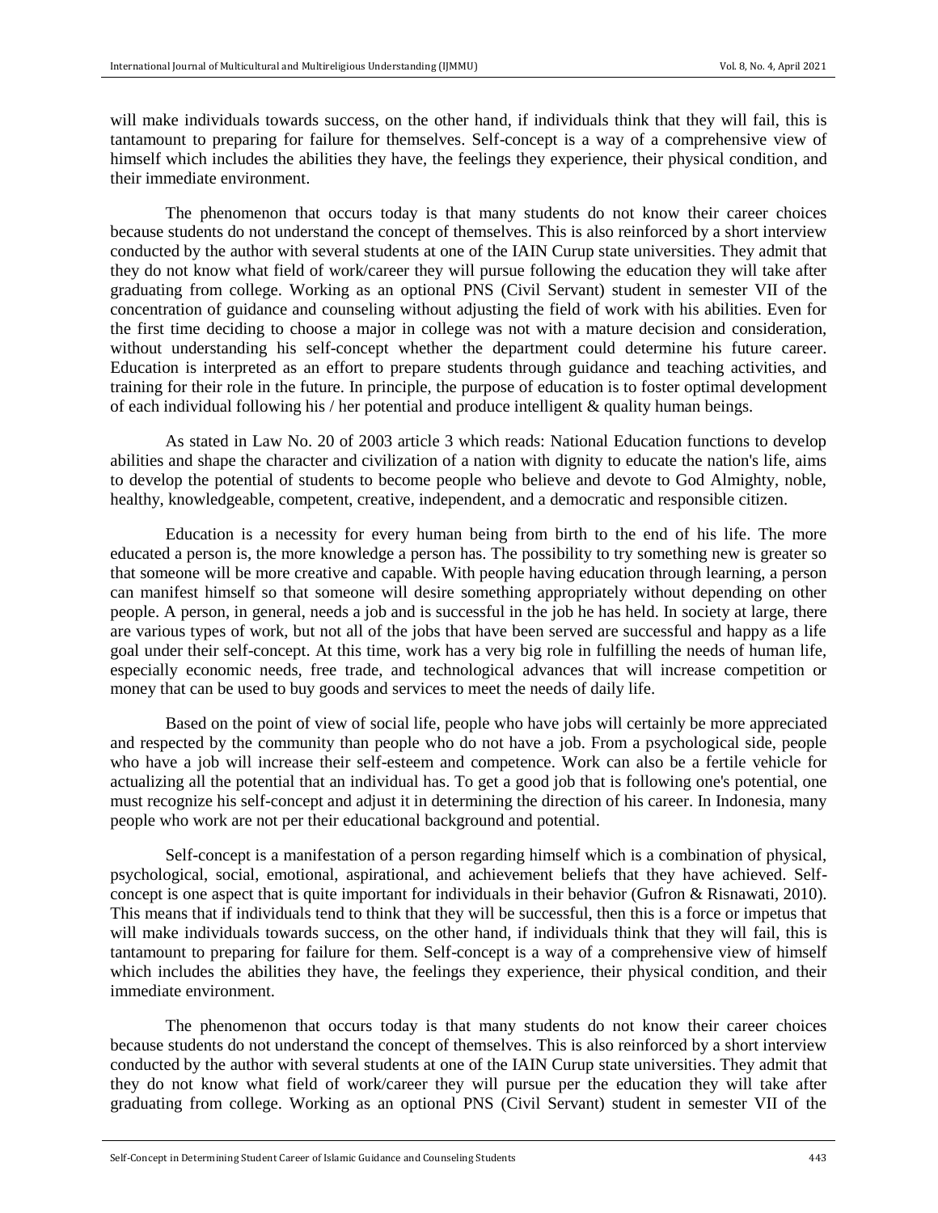will make individuals towards success, on the other hand, if individuals think that they will fail, this is tantamount to preparing for failure for themselves. Self-concept is a way of a comprehensive view of himself which includes the abilities they have, the feelings they experience, their physical condition, and their immediate environment.

The phenomenon that occurs today is that many students do not know their career choices because students do not understand the concept of themselves. This is also reinforced by a short interview conducted by the author with several students at one of the IAIN Curup state universities. They admit that they do not know what field of work/career they will pursue following the education they will take after graduating from college. Working as an optional PNS (Civil Servant) student in semester VII of the concentration of guidance and counseling without adjusting the field of work with his abilities. Even for the first time deciding to choose a major in college was not with a mature decision and consideration, without understanding his self-concept whether the department could determine his future career. Education is interpreted as an effort to prepare students through guidance and teaching activities, and training for their role in the future. In principle, the purpose of education is to foster optimal development of each individual following his / her potential and produce intelligent & quality human beings.

As stated in Law No. 20 of 2003 article 3 which reads: National Education functions to develop abilities and shape the character and civilization of a nation with dignity to educate the nation's life, aims to develop the potential of students to become people who believe and devote to God Almighty, noble, healthy, knowledgeable, competent, creative, independent, and a democratic and responsible citizen.

Education is a necessity for every human being from birth to the end of his life. The more educated a person is, the more knowledge a person has. The possibility to try something new is greater so that someone will be more creative and capable. With people having education through learning, a person can manifest himself so that someone will desire something appropriately without depending on other people. A person, in general, needs a job and is successful in the job he has held. In society at large, there are various types of work, but not all of the jobs that have been served are successful and happy as a life goal under their self-concept. At this time, work has a very big role in fulfilling the needs of human life, especially economic needs, free trade, and technological advances that will increase competition or money that can be used to buy goods and services to meet the needs of daily life.

Based on the point of view of social life, people who have jobs will certainly be more appreciated and respected by the community than people who do not have a job. From a psychological side, people who have a job will increase their self-esteem and competence. Work can also be a fertile vehicle for actualizing all the potential that an individual has. To get a good job that is following one's potential, one must recognize his self-concept and adjust it in determining the direction of his career. In Indonesia, many people who work are not per their educational background and potential.

Self-concept is a manifestation of a person regarding himself which is a combination of physical, psychological, social, emotional, aspirational, and achievement beliefs that they have achieved. Self-concept is one aspect that is quite important for individuals in their behavior (Gufron & Risnawati, 2010). This means that if individuals tend to think that they will be successful, then this is a force or impetus that will make individuals towards success, on the other hand, if individuals think that they will fail, this is tantamount to preparing for failure for them. Self-concept is a way of a comprehensive view of himself which includes the abilities they have, the feelings they experience, their physical condition, and their immediate environment.

The phenomenon that occurs today is that many students do not know their career choices because students do not understand the concept of themselves. This is also reinforced by a short interview conducted by the author with several students at one of the IAIN Curup state universities. They admit that they do not know what field of work/career they will pursue per the education they will take after graduating from college. Working as an optional PNS (Civil Servant) student in semester VII of the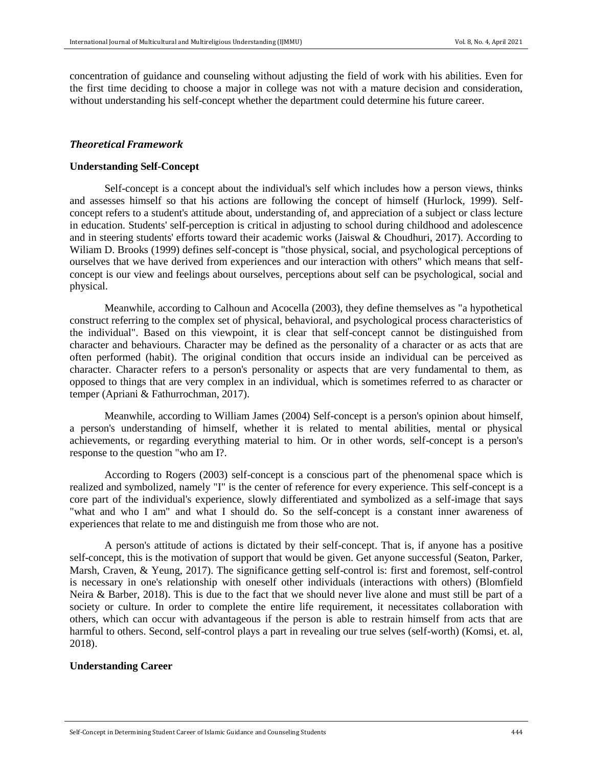concentration of guidance and counseling without adjusting the field of work with his abilities. Even for the first time deciding to choose a major in college was not with a mature decision and consideration, without understanding his self-concept whether the department could determine his future career.

## *Theoretical Framework*

### Understanding Self-Concept

Self-concept is a concept about the individual's self which includes how a person views, thinks and assesses himself so that his actions are following the concept of himself (Hurlock, 1999). Self-concept refers to a student's attitude about, understanding of, and appreciation of a subject or class lecture in education. Students' self-perception is critical in adjusting to school during childhood and adolescence and in steering students' efforts toward their academic works (Jaiswal & Choudhuri, 2017). According to Wiliam D. Brooks (1999) defines self-concept is "those physical, social, and psychological perceptions of ourselves that we have derived from experiences and our interaction with others" which means that self-concept is our view and feelings about ourselves, perceptions about self can be psychological, social and physical.

Meanwhile, according to Calhoun and Acocella (2003), they define themselves as "a hypothetical construct referring to the complex set of physical, behavioral, and psychological process characteristics of the individual". Based on this viewpoint, it is clear that self-concept cannot be distinguished from character and behaviours. Character may be defined as the personality of a character or as acts that are often performed (habit). The original condition that occurs inside an individual can be perceived as character. Character refers to a person's personality or aspects that are very fundamental to them, as opposed to things that are very complex in an individual, which is sometimes referred to as character or temper (Apriani & Fathurrochman, 2017).

Meanwhile, according to William James (2004) Self-concept is a person's opinion about himself, a person's understanding of himself, whether it is related to mental abilities, mental or physical achievements, or regarding everything material to him. Or in other words, self-concept is a person's response to the question "who am I?.

According to Rogers (2003) self-concept is a conscious part of the phenomenal space which is realized and symbolized, namely "I" is the center of reference for every experience. This self-concept is a core part of the individual's experience, slowly differentiated and symbolized as a self-image that says "what and who I am" and what I should do. So the self-concept is a constant inner awareness of experiences that relate to me and distinguish me from those who are not.

A person's attitude of actions is dictated by their self-concept. That is, if anyone has a positive self-concept, this is the motivation of support that would be given. Get anyone successful (Seaton, Parker, Marsh, Craven, & Yeung, 2017). The significance getting self-control is: first and foremost, self-control is necessary in one's relationship with oneself other individuals (interactions with others) (Blomfield Neira & Barber, 2018). This is due to the fact that we should never live alone and must still be part of a society or culture. In order to complete the entire life requirement, it necessitates collaboration with others, which can occur with advantageous if the person is able to restrain himself from acts that are harmful to others. Second, self-control plays a part in revealing our true selves (self-worth) (Komsi, et. al, 2018).

### Understanding Career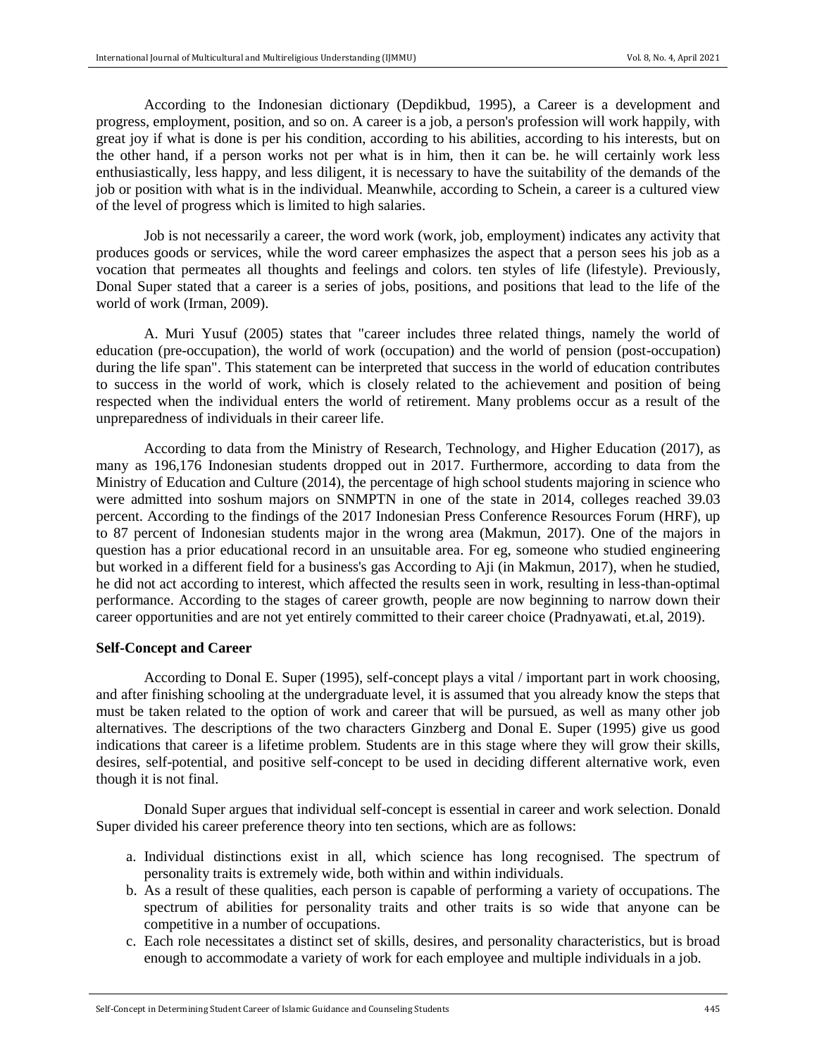According to the Indonesian dictionary (Depdikbud, 1995), a Career is a development and progress, employment, position, and so on. A career is a job, a person's profession will work happily, with great joy if what is done is per his condition, according to his abilities, according to his interests, but on the other hand, if a person works not per what is in him, then it can be. he will certainly work less enthusiastically, less happy, and less diligent, it is necessary to have the suitability of the demands of the job or position with what is in the individual. Meanwhile, according to Schein, a career is a cultured view of the level of progress which is limited to high salaries.

Job is not necessarily a career, the word work (work, job, employment) indicates any activity that produces goods or services, while the word career emphasizes the aspect that a person sees his job as a vocation that permeates all thoughts and feelings and colors. ten styles of life (lifestyle). Previously, Donal Super stated that a career is a series of jobs, positions, and positions that lead to the life of the world of work (Irman, 2009).

A. Muri Yusuf (2005) states that "career includes three related things, namely the world of education (pre-occupation), the world of work (occupation) and the world of pension (post-occupation) during the life span". This statement can be interpreted that success in the world of education contributes to success in the world of work, which is closely related to the achievement and position of being respected when the individual enters the world of retirement. Many problems occur as a result of the unpreparedness of individuals in their career life.

According to data from the Ministry of Research, Technology, and Higher Education (2017), as many as 196,176 Indonesian students dropped out in 2017. Furthermore, according to data from the Ministry of Education and Culture (2014), the percentage of high school students majoring in science who were admitted into soshum majors on SNMPTN in one of the state in 2014, colleges reached 39.03 percent. According to the findings of the 2017 Indonesian Press Conference Resources Forum (HRF), up to 87 percent of Indonesian students major in the wrong area (Makmun, 2017). One of the majors in question has a prior educational record in an unsuitable area. For eg, someone who studied engineering but worked in a different field for a business's gas According to Aji (in Makmun, 2017), when he studied, he did not act according to interest, which affected the results seen in work, resulting in less-than-optimal performance. According to the stages of career growth, people are now beginning to narrow down their career opportunities and are not yet entirely committed to their career choice (Pradnyawati, et.al, 2019).

**Self-Concept and Career**

According to Donal E. Super (1995), self-concept plays a vital / important part in work choosing, and after finishing schooling at the undergraduate level, it is assumed that you already know the steps that must be taken related to the option of work and career that will be pursued, as well as many other job alternatives. The descriptions of the two characters Ginzberg and Donal E. Super (1995) give us good indications that career is a lifetime problem. Students are in this stage where they will grow their skills, desires, self-potential, and positive self-concept to be used in deciding different alternative work, even though it is not final.

Donald Super argues that individual self-concept is essential in career and work selection. Donald Super divided his career preference theory into ten sections, which are as follows:

a. Individual distinctions exist in all, which science has long recognised. The spectrum of personality traits is extremely wide, both within and within individuals.
b. As a result of these qualities, each person is capable of performing a variety of occupations. The spectrum of abilities for personality traits and other traits is so wide that anyone can be competitive in a number of occupations.
c. Each role necessitates a distinct set of skills, desires, and personality characteristics, but is broad enough to accommodate a variety of work for each employee and multiple individuals in a job.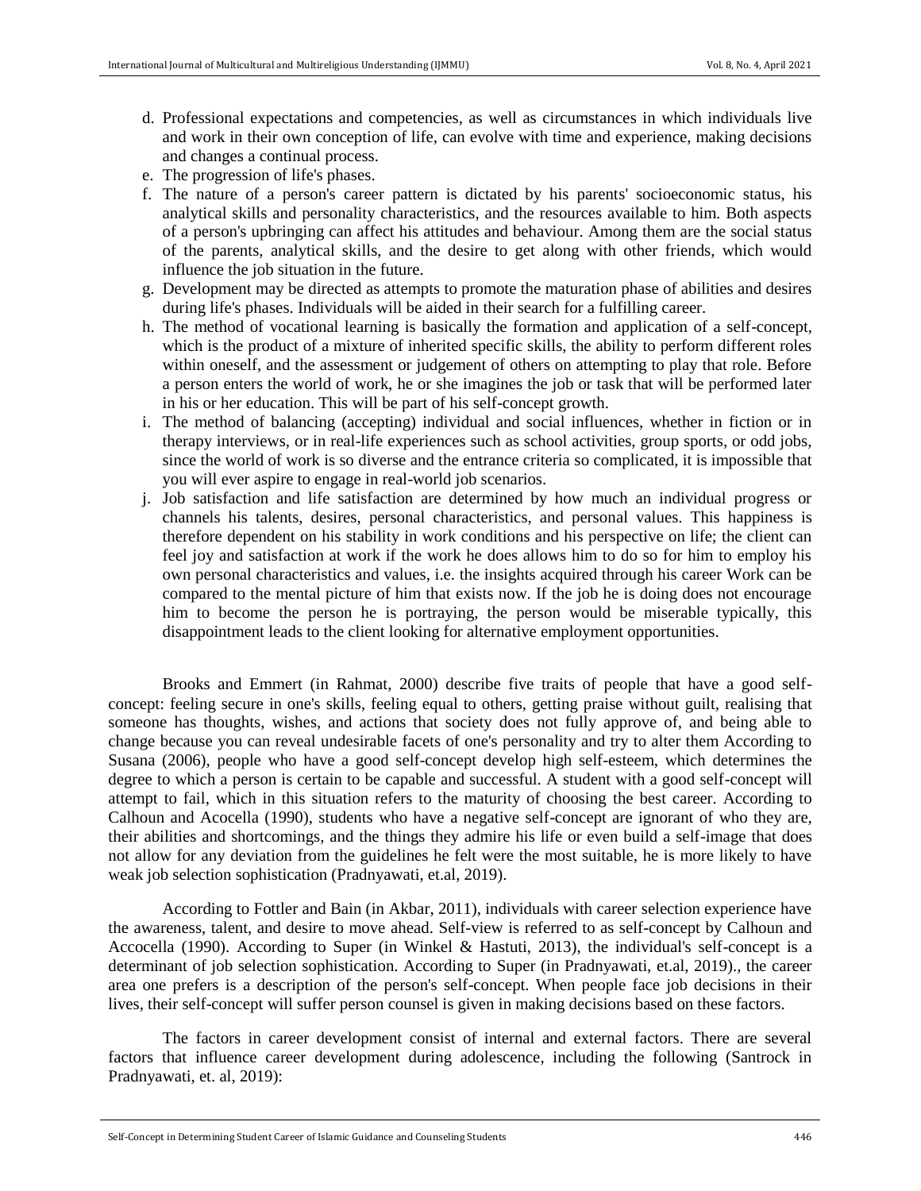d. Professional expectations and competencies, as well as circumstances in which individuals live and work in their own conception of life, can evolve with time and experience, making decisions and changes a continual process.
e. The progression of life's phases.
f. The nature of a person's career pattern is dictated by his parents' socioeconomic status, his analytical skills and personality characteristics, and the resources available to him. Both aspects of a person's upbringing can affect his attitudes and behaviour. Among them are the social status of the parents, analytical skills, and the desire to get along with other friends, which would influence the job situation in the future.
g. Development may be directed as attempts to promote the maturation phase of abilities and desires during life's phases. Individuals will be aided in their search for a fulfilling career.
h. The method of vocational learning is basically the formation and application of a self-concept, which is the product of a mixture of inherited specific skills, the ability to perform different roles within oneself, and the assessment or judgement of others on attempting to play that role. Before a person enters the world of work, he or she imagines the job or task that will be performed later in his or her education. This will be part of his self-concept growth.
i. The method of balancing (accepting) individual and social influences, whether in fiction or in therapy interviews, or in real-life experiences such as school activities, group sports, or odd jobs, since the world of work is so diverse and the entrance criteria so complicated, it is impossible that you will ever aspire to engage in real-world job scenarios.
j. Job satisfaction and life satisfaction are determined by how much an individual progress or channels his talents, desires, personal characteristics, and personal values. This happiness is therefore dependent on his stability in work conditions and his perspective on life; the client can feel joy and satisfaction at work if the work he does allows him to do so for him to employ his own personal characteristics and values, i.e. the insights acquired through his career Work can be compared to the mental picture of him that exists now. If the job he is doing does not encourage him to become the person he is portraying, the person would be miserable typically, this disappointment leads to the client looking for alternative employment opportunities.

Brooks and Emmert (in Rahmat, 2000) describe five traits of people that have a good self-concept: feeling secure in one's skills, feeling equal to others, getting praise without guilt, realising that someone has thoughts, wishes, and actions that society does not fully approve of, and being able to change because you can reveal undesirable facets of one's personality and try to alter them According to Susana (2006), people who have a good self-concept develop high self-esteem, which determines the degree to which a person is certain to be capable and successful. A student with a good self-concept will attempt to fail, which in this situation refers to the maturity of choosing the best career. According to Calhoun and Acocella (1990), students who have a negative self-concept are ignorant of who they are, their abilities and shortcomings, and the things they admire his life or even build a self-image that does not allow for any deviation from the guidelines he felt were the most suitable, he is more likely to have weak job selection sophistication (Pradnyawati, et.al, 2019).

According to Fottler and Bain (in Akbar, 2011), individuals with career selection experience have the awareness, talent, and desire to move ahead. Self-view is referred to as self-concept by Calhoun and Accocella (1990). According to Super (in Winkel & Hastuti, 2013), the individual's self-concept is a determinant of job selection sophistication. According to Super (in Pradnyawati, et.al, 2019)., the career area one prefers is a description of the person's self-concept. When people face job decisions in their lives, their self-concept will suffer person counsel is given in making decisions based on these factors.

The factors in career development consist of internal and external factors. There are several factors that influence career development during adolescence, including the following (Santrock in Pradnyawati, et. al, 2019):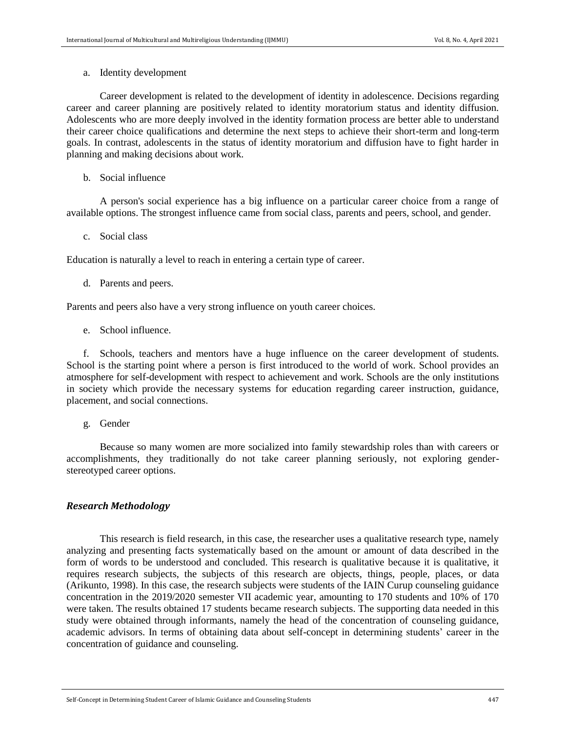a. Identity development

Career development is related to the development of identity in adolescence. Decisions regarding career and career planning are positively related to identity moratorium status and identity diffusion. Adolescents who are more deeply involved in the identity formation process are better able to understand their career choice qualifications and determine the next steps to achieve their short-term and long-term goals. In contrast, adolescents in the status of identity moratorium and diffusion have to fight harder in planning and making decisions about work.

b. Social influence

A person's social experience has a big influence on a particular career choice from a range of available options. The strongest influence came from social class, parents and peers, school, and gender.

c. Social class

Education is naturally a level to reach in entering a certain type of career.

d. Parents and peers.

Parents and peers also have a very strong influence on youth career choices.

e. School influence.

f. Schools, teachers and mentors have a huge influence on the career development of students. School is the starting point where a person is first introduced to the world of work. School provides an atmosphere for self-development with respect to achievement and work. Schools are the only institutions in society which provide the necessary systems for education regarding career instruction, guidance, placement, and social connections.

g. Gender

Because so many women are more socialized into family stewardship roles than with careers or accomplishments, they traditionally do not take career planning seriously, not exploring gender-stereotyped career options.

### *Research Methodology*

This research is field research, in this case, the researcher uses a qualitative research type, namely analyzing and presenting facts systematically based on the amount or amount of data described in the form of words to be understood and concluded. This research is qualitative because it is qualitative, it requires research subjects, the subjects of this research are objects, things, people, places, or data (Arikunto, 1998). In this case, the research subjects were students of the IAIN Curup counseling guidance concentration in the 2019/2020 semester VII academic year, amounting to 170 students and 10% of 170 were taken. The results obtained 17 students became research subjects. The supporting data needed in this study were obtained through informants, namely the head of the concentration of counseling guidance, academic advisors. In terms of obtaining data about self-concept in determining students' career in the concentration of guidance and counseling.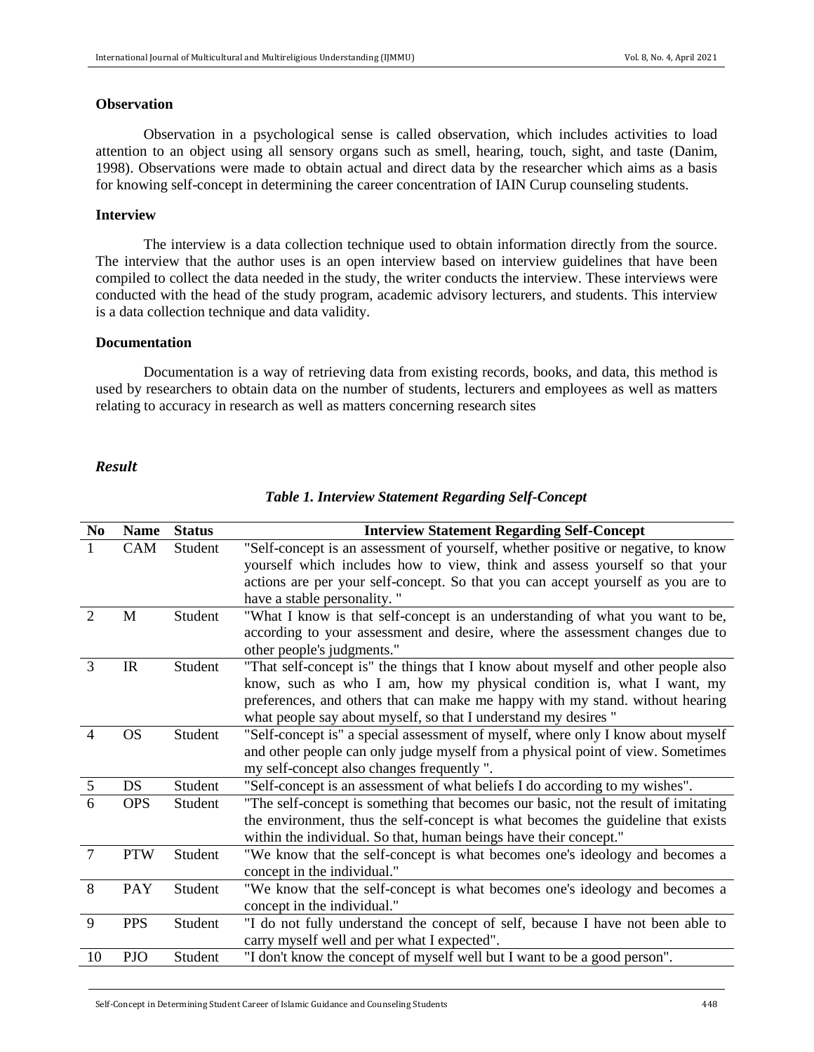### Observation

Observation in a psychological sense is called observation, which includes activities to load attention to an object using all sensory organs such as smell, hearing, touch, sight, and taste (Danim, 1998). Observations were made to obtain actual and direct data by the researcher which aims as a basis for knowing self-concept in determining the career concentration of IAIN Curup counseling students.

### Interview

The interview is a data collection technique used to obtain information directly from the source. The interview that the author uses is an open interview based on interview guidelines that have been compiled to collect the data needed in the study, the writer conducts the interview. These interviews were conducted with the head of the study program, academic advisory lecturers, and students. This interview is a data collection technique and data validity.

### Documentation

Documentation is a way of retrieving data from existing records, books, and data, this method is used by researchers to obtain data on the number of students, lecturers and employees as well as matters relating to accuracy in research as well as matters concerning research sites

### *Result*

***Table 1. Interview Statement Regarding Self-Concept***

| No | Name | Status | Interview Statement Regarding Self-Concept |
|---|---|---|---|
| 1 | CAM | Student | "Self-concept is an assessment of yourself, whether positive or negative, to know yourself which includes how to view, think and assess yourself so that your actions are per your self-concept. So that you can accept yourself as you are to have a stable personality. " |
| 2 | M | Student | "What I know is that self-concept is an understanding of what you want to be, according to your assessment and desire, where the assessment changes due to other people's judgments." |
| 3 | IR | Student | "That self-concept is" the things that I know about myself and other people also know, such as who I am, how my physical condition is, what I want, my preferences, and others that can make me happy with my stand. without hearing what people say about myself, so that I understand my desires " |
| 4 | OS | Student | "Self-concept is" a special assessment of myself, where only I know about myself and other people can only judge myself from a physical point of view. Sometimes my self-concept also changes frequently ". |
| 5 | DS | Student | "Self-concept is an assessment of what beliefs I do according to my wishes". |
| 6 | OPS | Student | "The self-concept is something that becomes our basic, not the result of imitating the environment, thus the self-concept is what becomes the guideline that exists within the individual. So that, human beings have their concept." |
| 7 | PTW | Student | "We know that the self-concept is what becomes one's ideology and becomes a concept in the individual." |
| 8 | PAY | Student | "We know that the self-concept is what becomes one's ideology and becomes a concept in the individual." |
| 9 | PPS | Student | "I do not fully understand the concept of self, because I have not been able to carry myself well and per what I expected". |
| 10 | PJO | Student | "I don't know the concept of myself well but I want to be a good person". |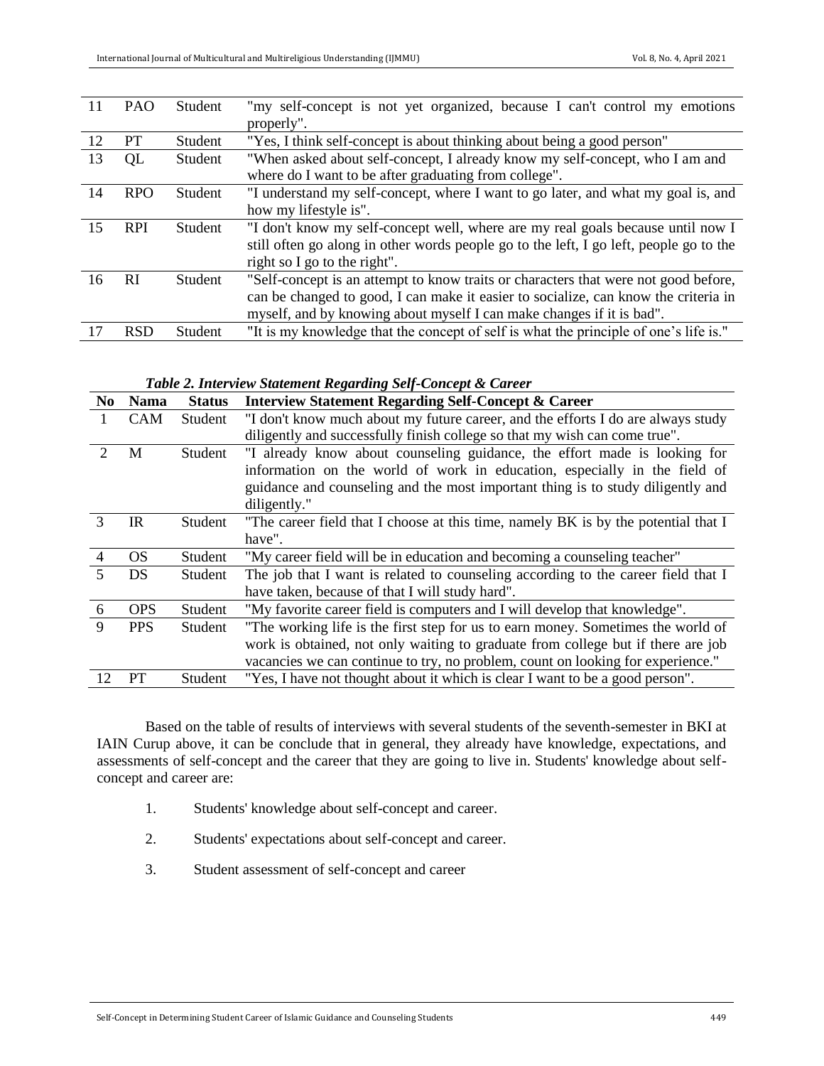| | | | |
|---|---|---|---|
| 11 | PAO | Student | "my self-concept is not yet organized, because I can't control my emotions properly". |
| 12 | PT | Student | "Yes, I think self-concept is about thinking about being a good person" |
| 13 | QL | Student | "When asked about self-concept, I already know my self-concept, who I am and where do I want to be after graduating from college". |
| 14 | RPO | Student | "I understand my self-concept, where I want to go later, and what my goal is, and how my lifestyle is". |
| 15 | RPI | Student | "I don't know my self-concept well, where are my real goals because until now I still often go along in other words people go to the left, I go left, people go to the right so I go to the right". |
| 16 | RI | Student | "Self-concept is an attempt to know traits or characters that were not good before, can be changed to good, I can make it easier to socialize, can know the criteria in myself, and by knowing about myself I can make changes if it is bad". |
| 17 | RSD | Student | "It is my knowledge that the concept of self is what the principle of one's life is." |

***Table 2. Interview Statement Regarding Self-Concept & Career***

| No | Nama | Status | Interview Statement Regarding Self-Concept & Career |
|---|---|---|---|
| 1 | CAM | Student | "I don't know much about my future career, and the efforts I do are always study diligently and successfully finish college so that my wish can come true". |
| 2 | M | Student | "I already know about counseling guidance, the effort made is looking for information on the world of work in education, especially in the field of guidance and counseling and the most important thing is to study diligently and diligently." |
| 3 | IR | Student | "The career field that I choose at this time, namely BK is by the potential that I have". |
| 4 | OS | Student | "My career field will be in education and becoming a counseling teacher" |
| 5 | DS | Student | The job that I want is related to counseling according to the career field that I have taken, because of that I will study hard". |
| 6 | OPS | Student | "My favorite career field is computers and I will develop that knowledge". |
| 9 | PPS | Student | "The working life is the first step for us to earn money. Sometimes the world of work is obtained, not only waiting to graduate from college but if there are job vacancies we can continue to try, no problem, count on looking for experience." |
| 12 | PT | Student | "Yes, I have not thought about it which is clear I want to be a good person". |

Based on the table of results of interviews with several students of the seventh-semester in BKI at IAIN Curup above, it can be conclude that in general, they already have knowledge, expectations, and assessments of self-concept and the career that they are going to live in. Students' knowledge about self-concept and career are:

1. Students' knowledge about self-concept and career.
2. Students' expectations about self-concept and career.
3. Student assessment of self-concept and career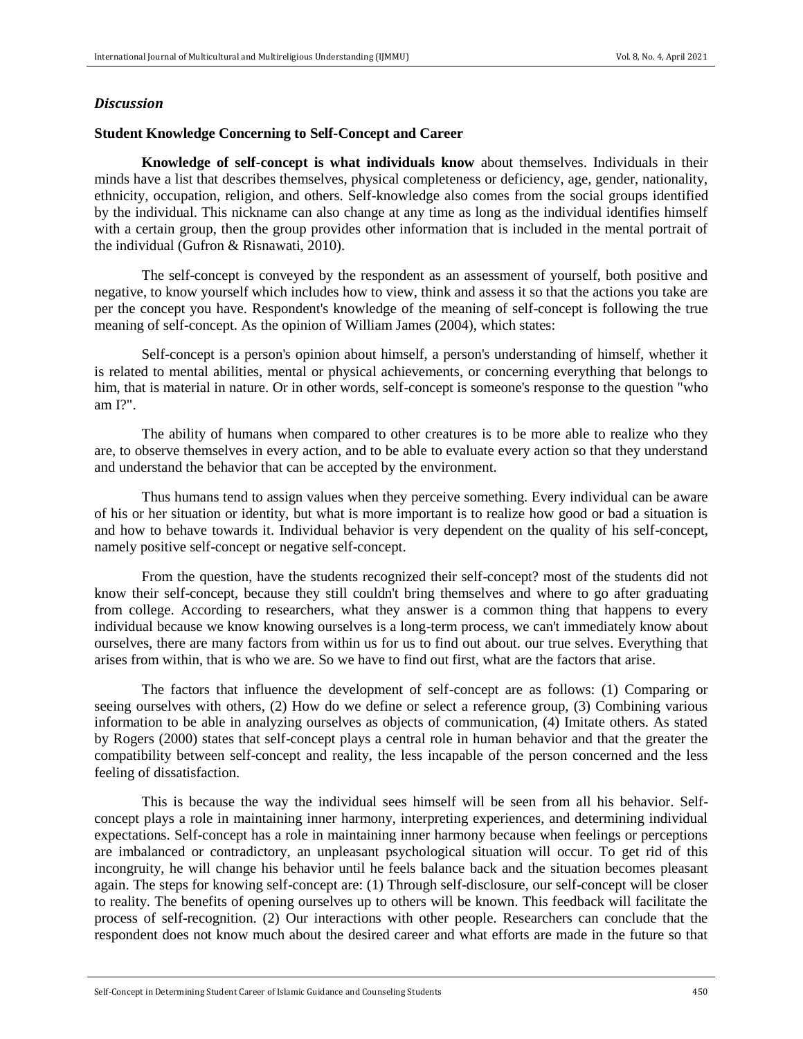### *Discussion*

**Student Knowledge Concerning to Self-Concept and Career**

**Knowledge of self-concept is what individuals know** about themselves. Individuals in their minds have a list that describes themselves, physical completeness or deficiency, age, gender, nationality, ethnicity, occupation, religion, and others. Self-knowledge also comes from the social groups identified by the individual. This nickname can also change at any time as long as the individual identifies himself with a certain group, then the group provides other information that is included in the mental portrait of the individual (Gufron & Risnawati, 2010).

The self-concept is conveyed by the respondent as an assessment of yourself, both positive and negative, to know yourself which includes how to view, think and assess it so that the actions you take are per the concept you have. Respondent's knowledge of the meaning of self-concept is following the true meaning of self-concept. As the opinion of William James (2004), which states:

Self-concept is a person's opinion about himself, a person's understanding of himself, whether it is related to mental abilities, mental or physical achievements, or concerning everything that belongs to him, that is material in nature. Or in other words, self-concept is someone's response to the question "who am I?".

The ability of humans when compared to other creatures is to be more able to realize who they are, to observe themselves in every action, and to be able to evaluate every action so that they understand and understand the behavior that can be accepted by the environment.

Thus humans tend to assign values when they perceive something. Every individual can be aware of his or her situation or identity, but what is more important is to realize how good or bad a situation is and how to behave towards it. Individual behavior is very dependent on the quality of his self-concept, namely positive self-concept or negative self-concept.

From the question, have the students recognized their self-concept? most of the students did not know their self-concept, because they still couldn't bring themselves and where to go after graduating from college. According to researchers, what they answer is a common thing that happens to every individual because we know knowing ourselves is a long-term process, we can't immediately know about ourselves, there are many factors from within us for us to find out about. our true selves. Everything that arises from within, that is who we are. So we have to find out first, what are the factors that arise.

The factors that influence the development of self-concept are as follows: (1) Comparing or seeing ourselves with others, (2) How do we define or select a reference group, (3) Combining various information to be able in analyzing ourselves as objects of communication, (4) Imitate others. As stated by Rogers (2000) states that self-concept plays a central role in human behavior and that the greater the compatibility between self-concept and reality, the less incapable of the person concerned and the less feeling of dissatisfaction.

This is because the way the individual sees himself will be seen from all his behavior. Self-concept plays a role in maintaining inner harmony, interpreting experiences, and determining individual expectations. Self-concept has a role in maintaining inner harmony because when feelings or perceptions are imbalanced or contradictory, an unpleasant psychological situation will occur. To get rid of this incongruity, he will change his behavior until he feels balance back and the situation becomes pleasant again. The steps for knowing self-concept are: (1) Through self-disclosure, our self-concept will be closer to reality. The benefits of opening ourselves up to others will be known. This feedback will facilitate the process of self-recognition. (2) Our interactions with other people. Researchers can conclude that the respondent does not know much about the desired career and what efforts are made in the future so that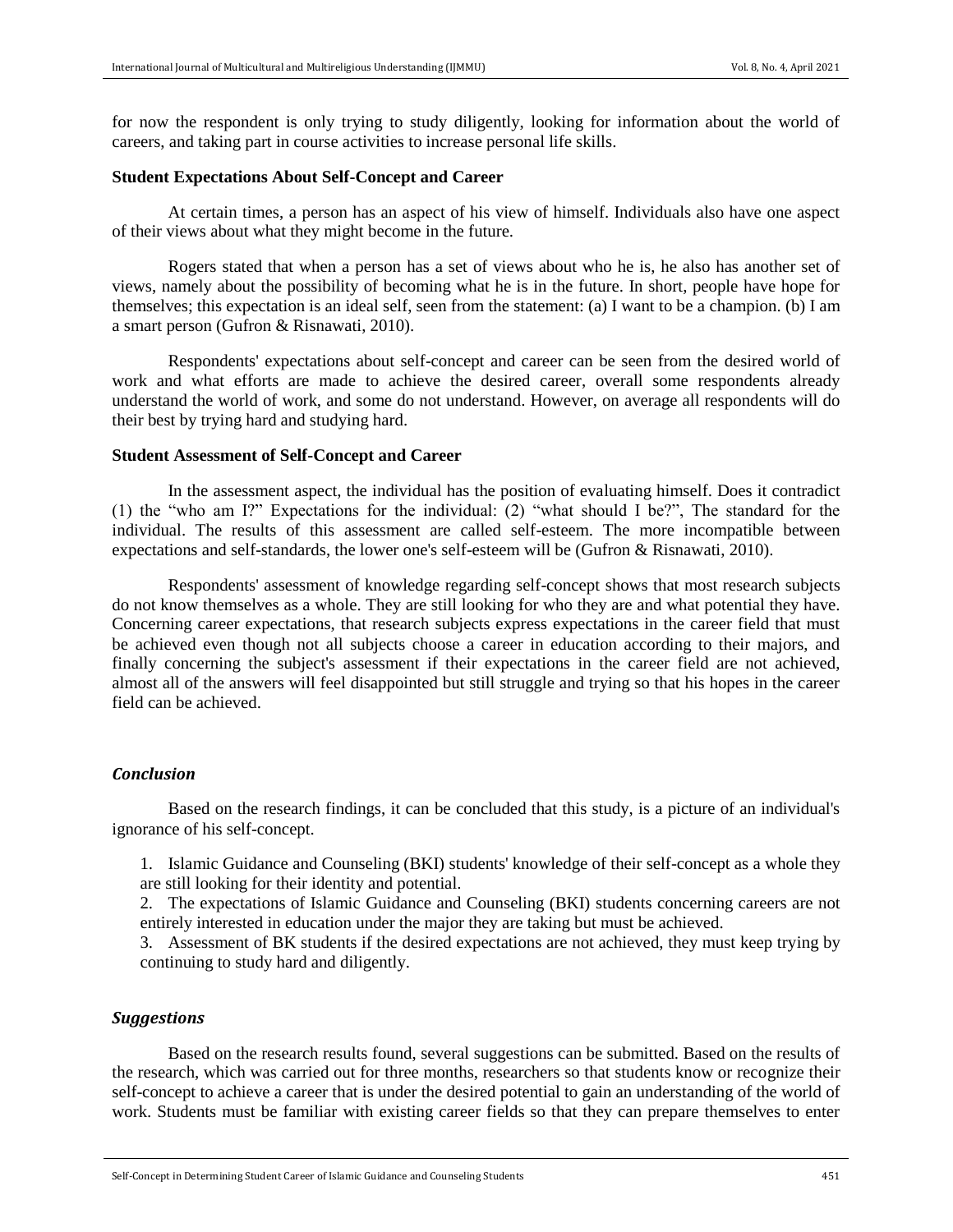for now the respondent is only trying to study diligently, looking for information about the world of careers, and taking part in course activities to increase personal life skills.

**Student Expectations About Self-Concept and Career**

At certain times, a person has an aspect of his view of himself. Individuals also have one aspect of their views about what they might become in the future.

Rogers stated that when a person has a set of views about who he is, he also has another set of views, namely about the possibility of becoming what he is in the future. In short, people have hope for themselves; this expectation is an ideal self, seen from the statement: (a) I want to be a champion. (b) I am a smart person (Gufron & Risnawati, 2010).

Respondents' expectations about self-concept and career can be seen from the desired world of work and what efforts are made to achieve the desired career, overall some respondents already understand the world of work, and some do not understand. However, on average all respondents will do their best by trying hard and studying hard.

**Student Assessment of Self-Concept and Career**

In the assessment aspect, the individual has the position of evaluating himself. Does it contradict (1) the "who am I?" Expectations for the individual: (2) "what should I be?", The standard for the individual. The results of this assessment are called self-esteem. The more incompatible between expectations and self-standards, the lower one's self-esteem will be (Gufron & Risnawati, 2010).

Respondents' assessment of knowledge regarding self-concept shows that most research subjects do not know themselves as a whole. They are still looking for who they are and what potential they have. Concerning career expectations, that research subjects express expectations in the career field that must be achieved even though not all subjects choose a career in education according to their majors, and finally concerning the subject's assessment if their expectations in the career field are not achieved, almost all of the answers will feel disappointed but still struggle and trying so that his hopes in the career field can be achieved.

### *Conclusion*

Based on the research findings, it can be concluded that this study, is a picture of an individual's ignorance of his self-concept.

1. Islamic Guidance and Counseling (BKI) students' knowledge of their self-concept as a whole they are still looking for their identity and potential.
2. The expectations of Islamic Guidance and Counseling (BKI) students concerning careers are not entirely interested in education under the major they are taking but must be achieved.
3. Assessment of BK students if the desired expectations are not achieved, they must keep trying by continuing to study hard and diligently.

### *Suggestions*

Based on the research results found, several suggestions can be submitted. Based on the results of the research, which was carried out for three months, researchers so that students know or recognize their self-concept to achieve a career that is under the desired potential to gain an understanding of the world of work. Students must be familiar with existing career fields so that they can prepare themselves to enter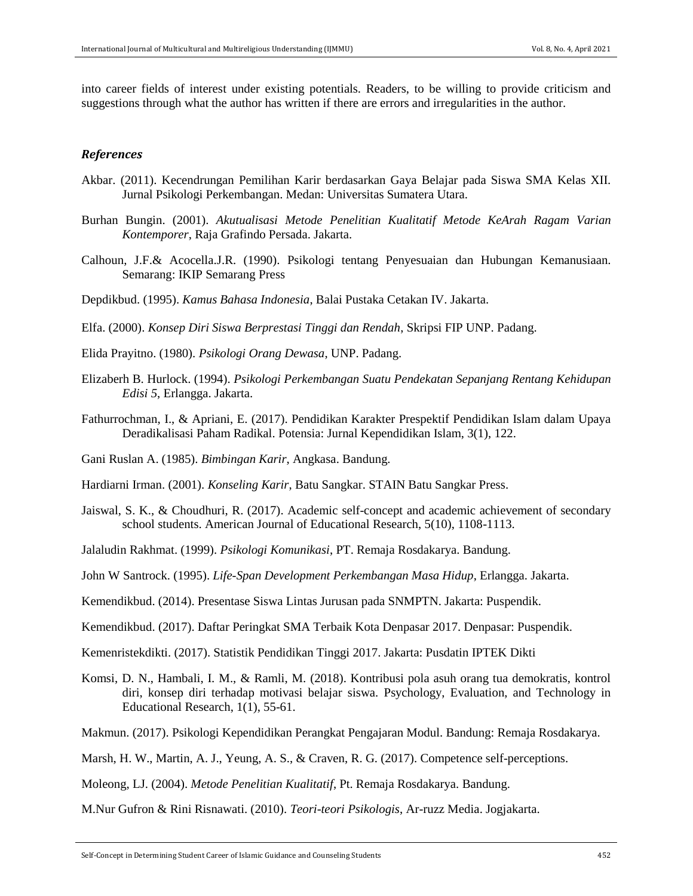into career fields of interest under existing potentials. Readers, to be willing to provide criticism and suggestions through what the author has written if there are errors and irregularities in the author.

### *References*

Akbar. (2011). Kecendrungan Pemilihan Karir berdasarkan Gaya Belajar pada Siswa SMA Kelas XII. Jurnal Psikologi Perkembangan. Medan: Universitas Sumatera Utara.

Burhan Bungin. (2001). *Akutualisasi Metode Penelitian Kualitatif Metode KeArah Ragam Varian Kontemporer*, Raja Grafindo Persada. Jakarta.

Calhoun, J.F.& Acocella.J.R. (1990). Psikologi tentang Penyesuaian dan Hubungan Kemanusiaan. Semarang: IKIP Semarang Press

Depdikbud. (1995). *Kamus Bahasa Indonesia*, Balai Pustaka Cetakan IV. Jakarta.

Elfa. (2000). *Konsep Diri Siswa Berprestasi Tinggi dan Rendah*, Skripsi FIP UNP. Padang.

Elida Prayitno. (1980). *Psikologi Orang Dewasa*, UNP. Padang.

Elizaberh B. Hurlock. (1994). *Psikologi Perkembangan Suatu Pendekatan Sepanjang Rentang Kehidupan Edisi 5*, Erlangga. Jakarta.

Fathurrochman, I., & Apriani, E. (2017). Pendidikan Karakter Prespektif Pendidikan Islam dalam Upaya Deradikalisasi Paham Radikal. Potensia: Jurnal Kependidikan Islam, 3(1), 122.

Gani Ruslan A. (1985). *Bimbingan Karir*, Angkasa. Bandung.

Hardiarni Irman. (2001). *Konseling Karir*, Batu Sangkar. STAIN Batu Sangkar Press.

Jaiswal, S. K., & Choudhuri, R. (2017). Academic self-concept and academic achievement of secondary school students. American Journal of Educational Research, 5(10), 1108-1113.

Jalaludin Rakhmat. (1999). *Psikologi Komunikasi*, PT. Remaja Rosdakarya. Bandung.

John W Santrock. (1995). *Life-Span Development Perkembangan Masa Hidup*, Erlangga. Jakarta.

Kemendikbud. (2014). Presentase Siswa Lintas Jurusan pada SNMPTN. Jakarta: Puspendik.

Kemendikbud. (2017). Daftar Peringkat SMA Terbaik Kota Denpasar 2017. Denpasar: Puspendik.

Kemenristekdikti. (2017). Statistik Pendidikan Tinggi 2017. Jakarta: Pusdatin IPTEK Dikti

Komsi, D. N., Hambali, I. M., & Ramli, M. (2018). Kontribusi pola asuh orang tua demokratis, kontrol diri, konsep diri terhadap motivasi belajar siswa. Psychology, Evaluation, and Technology in Educational Research, 1(1), 55-61.

Makmun. (2017). Psikologi Kependidikan Perangkat Pengajaran Modul. Bandung: Remaja Rosdakarya.

Marsh, H. W., Martin, A. J., Yeung, A. S., & Craven, R. G. (2017). Competence self-perceptions.

Moleong, LJ. (2004). *Metode Penelitian Kualitatif*, Pt. Remaja Rosdakarya. Bandung.

M.Nur Gufron & Rini Risnawati. (2010). *Teori-teori Psikologis*, Ar-ruzz Media. Jogjakarta.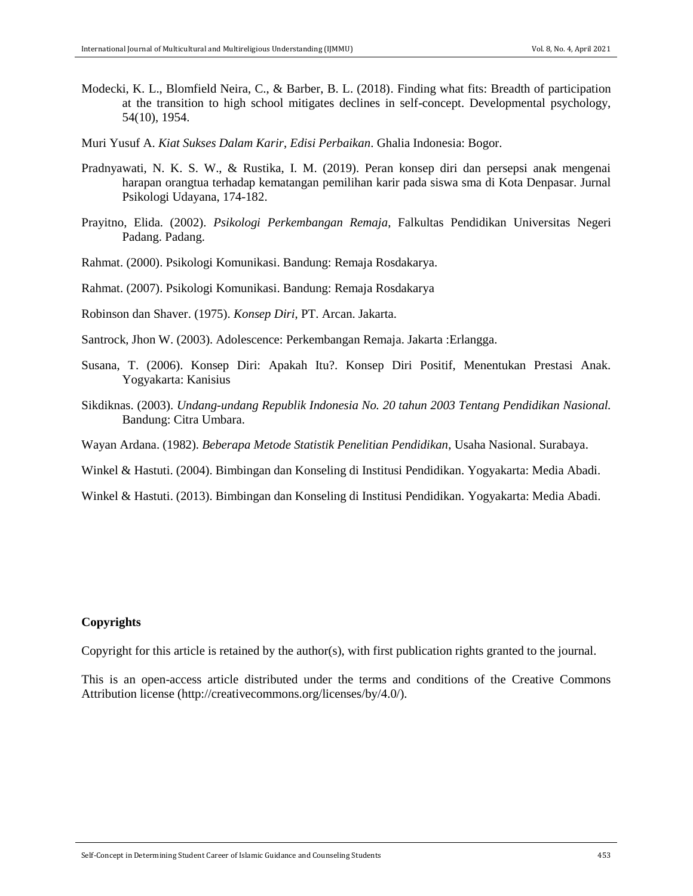Modecki, K. L., Blomfield Neira, C., & Barber, B. L. (2018). Finding what fits: Breadth of participation at the transition to high school mitigates declines in self-concept. Developmental psychology, 54(10), 1954.

Muri Yusuf A. *Kiat Sukses Dalam Karir, Edisi Perbaikan*. Ghalia Indonesia: Bogor.

Pradnyawati, N. K. S. W., & Rustika, I. M. (2019). Peran konsep diri dan persepsi anak mengenai harapan orangtua terhadap kematangan pemilihan karir pada siswa sma di Kota Denpasar. Jurnal Psikologi Udayana, 174-182.

Prayitno, Elida. (2002). *Psikologi Perkembangan Remaja*, Falkultas Pendidikan Universitas Negeri Padang. Padang.

Rahmat. (2000). Psikologi Komunikasi. Bandung: Remaja Rosdakarya.

Rahmat. (2007). Psikologi Komunikasi. Bandung: Remaja Rosdakarya

Robinson dan Shaver. (1975). *Konsep Diri*, PT. Arcan. Jakarta.

Santrock, Jhon W. (2003). Adolescence: Perkembangan Remaja. Jakarta :Erlangga.

Susana, T. (2006). Konsep Diri: Apakah Itu?. Konsep Diri Positif, Menentukan Prestasi Anak. Yogyakarta: Kanisius

Sikdiknas. (2003). *Undang-undang Republik Indonesia No. 20 tahun 2003 Tentang Pendidikan Nasional.* Bandung: Citra Umbara.

Wayan Ardana. (1982). *Beberapa Metode Statistik Penelitian Pendidikan*, Usaha Nasional. Surabaya.

Winkel & Hastuti. (2004). Bimbingan dan Konseling di Institusi Pendidikan. Yogyakarta: Media Abadi.

Winkel & Hastuti. (2013). Bimbingan dan Konseling di Institusi Pendidikan. Yogyakarta: Media Abadi.

## Copyrights

Copyright for this article is retained by the author(s), with first publication rights granted to the journal.

This is an open-access article distributed under the terms and conditions of the Creative Commons Attribution license (http://creativecommons.org/licenses/by/4.0/).